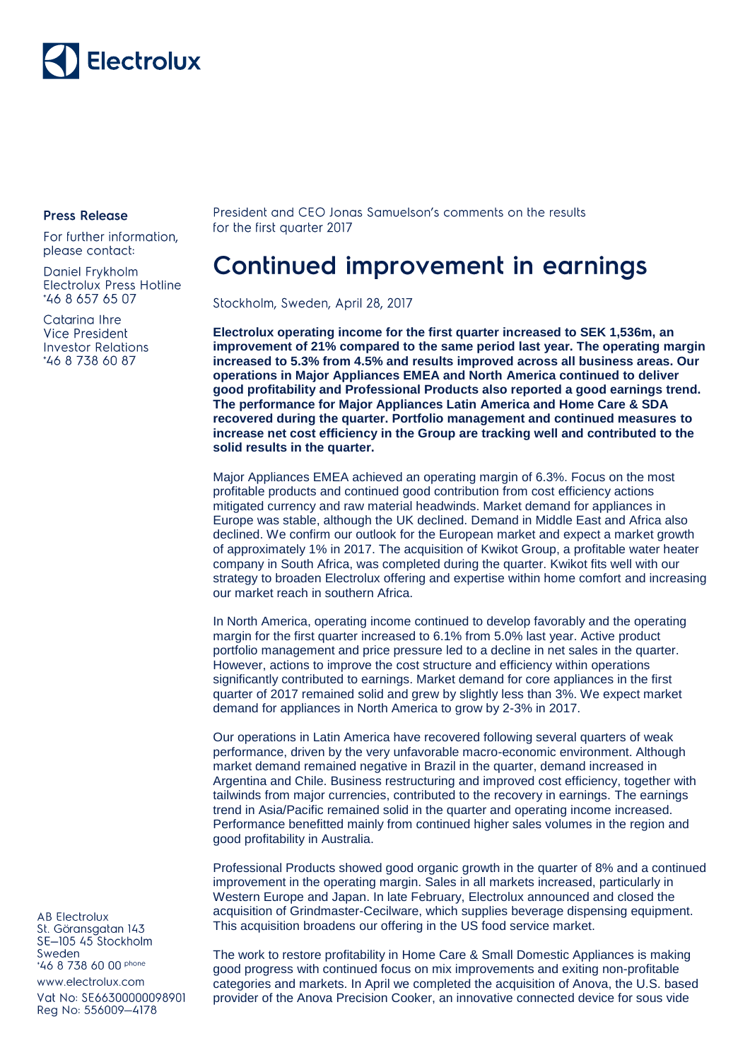Electrolux

**Press Release**

For further information, please contact:

Daniel Frykholm
Electrolux Press Hotline
+46 8 657 65 07

Catarina Ihre
Vice President
Investor Relations
+46 8 738 60 87

AB Electrolux
St. Göransgatan 143
SE–105 45 Stockholm
Sweden
+46 8 738 60 00 phone
www.electrolux.com
Vat No: SE663000000098901
Reg No: 556009–4178

President and CEO Jonas Samuelson's comments on the results for the first quarter 2017

# Continued improvement in earnings

Stockholm, Sweden, April 28, 2017

**Electrolux operating income for the first quarter increased to SEK 1,536m, an improvement of 21% compared to the same period last year. The operating margin increased to 5.3% from 4.5% and results improved across all business areas. Our operations in Major Appliances EMEA and North America continued to deliver good profitability and Professional Products also reported a good earnings trend. The performance for Major Appliances Latin America and Home Care & SDA recovered during the quarter. Portfolio management and continued measures to increase net cost efficiency in the Group are tracking well and contributed to the solid results in the quarter.**

Major Appliances EMEA achieved an operating margin of 6.3%. Focus on the most profitable products and continued good contribution from cost efficiency actions mitigated currency and raw material headwinds. Market demand for appliances in Europe was stable, although the UK declined. Demand in Middle East and Africa also declined. We confirm our outlook for the European market and expect a market growth of approximately 1% in 2017. The acquisition of Kwikot Group, a profitable water heater company in South Africa, was completed during the quarter. Kwikot fits well with our strategy to broaden Electrolux offering and expertise within home comfort and increasing our market reach in southern Africa.

In North America, operating income continued to develop favorably and the operating margin for the first quarter increased to 6.1% from 5.0% last year. Active product portfolio management and price pressure led to a decline in net sales in the quarter. However, actions to improve the cost structure and efficiency within operations significantly contributed to earnings. Market demand for core appliances in the first quarter of 2017 remained solid and grew by slightly less than 3%. We expect market demand for appliances in North America to grow by 2-3% in 2017.

Our operations in Latin America have recovered following several quarters of weak performance, driven by the very unfavorable macro-economic environment. Although market demand remained negative in Brazil in the quarter, demand increased in Argentina and Chile. Business restructuring and improved cost efficiency, together with tailwinds from major currencies, contributed to the recovery in earnings. The earnings trend in Asia/Pacific remained solid in the quarter and operating income increased. Performance benefitted mainly from continued higher sales volumes in the region and good profitability in Australia.

Professional Products showed good organic growth in the quarter of 8% and a continued improvement in the operating margin. Sales in all markets increased, particularly in Western Europe and Japan. In late February, Electrolux announced and closed the acquisition of Grindmaster-Cecilware, which supplies beverage dispensing equipment. This acquisition broadens our offering in the US food service market.

The work to restore profitability in Home Care & Small Domestic Appliances is making good progress with continued focus on mix improvements and exiting non-profitable categories and markets. In April we completed the acquisition of Anova, the U.S. based provider of the Anova Precision Cooker, an innovative connected device for sous vide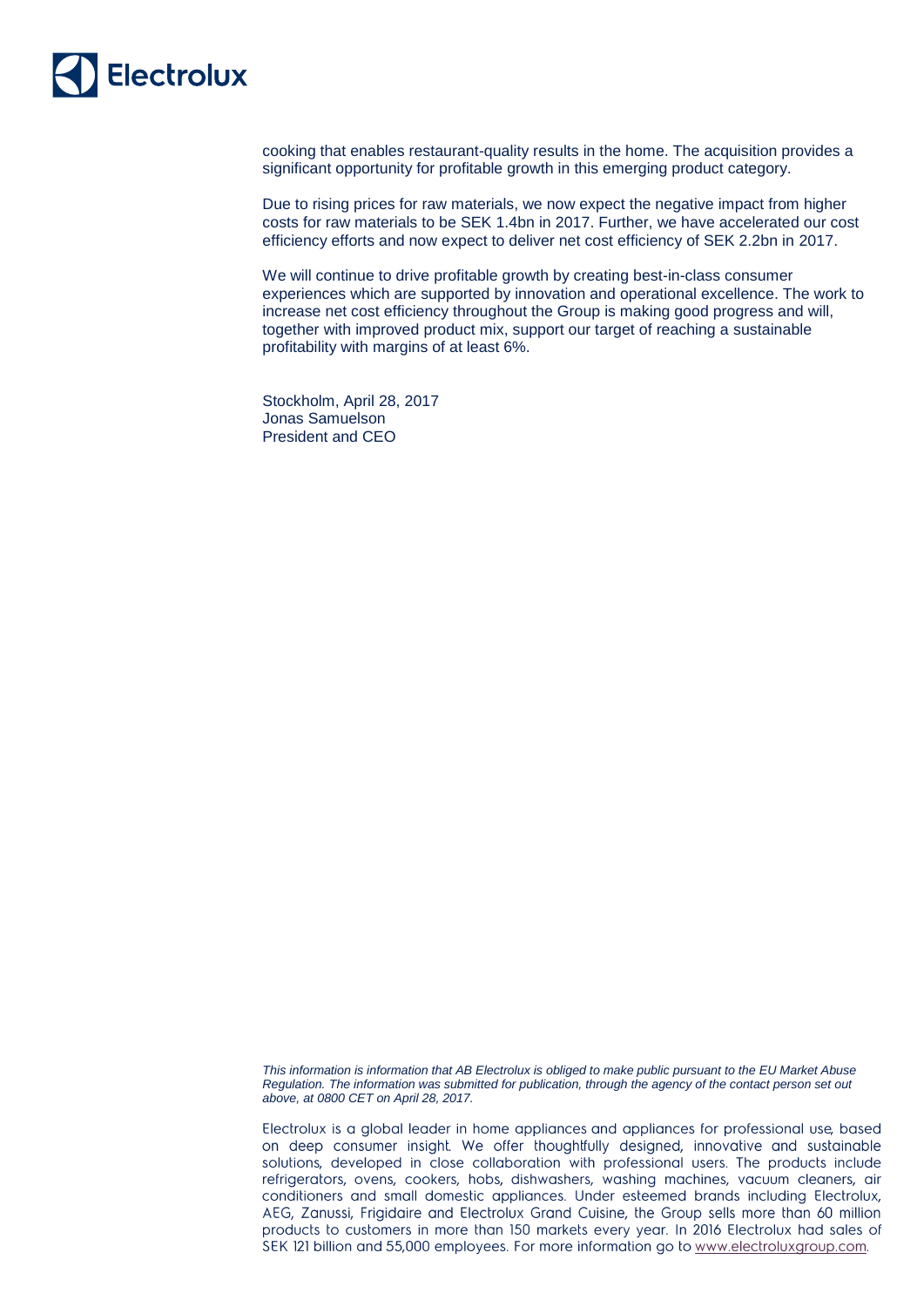cooking that enables restaurant-quality results in the home. The acquisition provides a significant opportunity for profitable growth in this emerging product category.

Due to rising prices for raw materials, we now expect the negative impact from higher costs for raw materials to be SEK 1.4bn in 2017. Further, we have accelerated our cost efficiency efforts and now expect to deliver net cost efficiency of SEK 2.2bn in 2017.

We will continue to drive profitable growth by creating best-in-class consumer experiences which are supported by innovation and operational excellence. The work to increase net cost efficiency throughout the Group is making good progress and will, together with improved product mix, support our target of reaching a sustainable profitability with margins of at least 6%.

Stockholm, April 28, 2017
Jonas Samuelson
President and CEO

*This information is information that AB Electrolux is obliged to make public pursuant to the EU Market Abuse Regulation. The information was submitted for publication, through the agency of the contact person set out above, at 0800 CET on April 28, 2017.*

Electrolux is a global leader in home appliances and appliances for professional use, based on deep consumer insight. We offer thoughtfully designed, innovative and sustainable solutions, developed in close collaboration with professional users. The products include refrigerators, ovens, cookers, hobs, dishwashers, washing machines, vacuum cleaners, air conditioners and small domestic appliances. Under esteemed brands including Electrolux, AEG, Zanussi, Frigidaire and Electrolux Grand Cuisine, the Group sells more than 60 million products to customers in more than 150 markets every year. In 2016 Electrolux had sales of SEK 121 billion and 55,000 employees. For more information go to www.electroluxgroup.com.